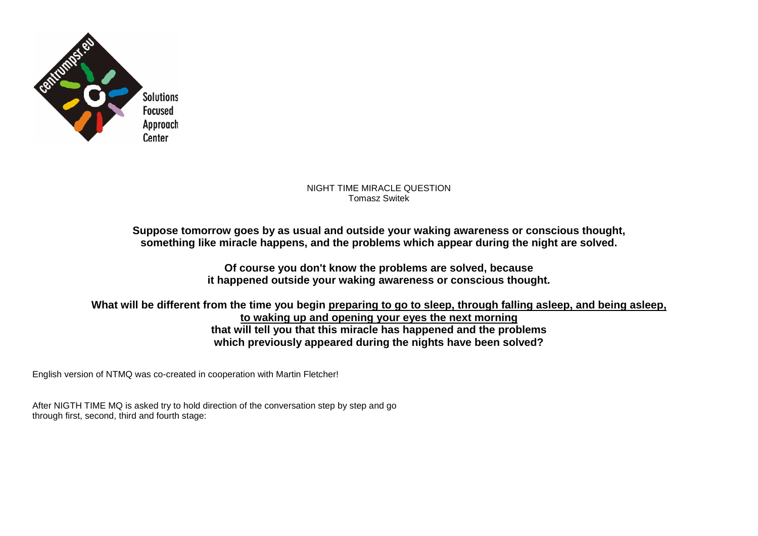centrumpsr.eu

Solutions Focused Approach Center

NIGHT TIME MIRACLE QUESTION
Tomasz Switek

**Suppose tomorrow goes by as usual and outside your waking awareness or conscious thought, something like miracle happens, and the problems which appear during the night are solved.**

**Of course you don't know the problems are solved, because it happened outside your waking awareness or conscious thought.**

**What will be different from the time you begin <u>preparing to go to sleep, through falling asleep, and being asleep, to waking up and opening your eyes the next morning</u> that will tell you that this miracle has happened and the problems which previously appeared during the nights have been solved?**

English version of NTMQ was co-created in cooperation with Martin Fletcher!

After NIGTH TIME MQ is asked try to hold direction of the conversation step by step and go through first, second, third and fourth stage: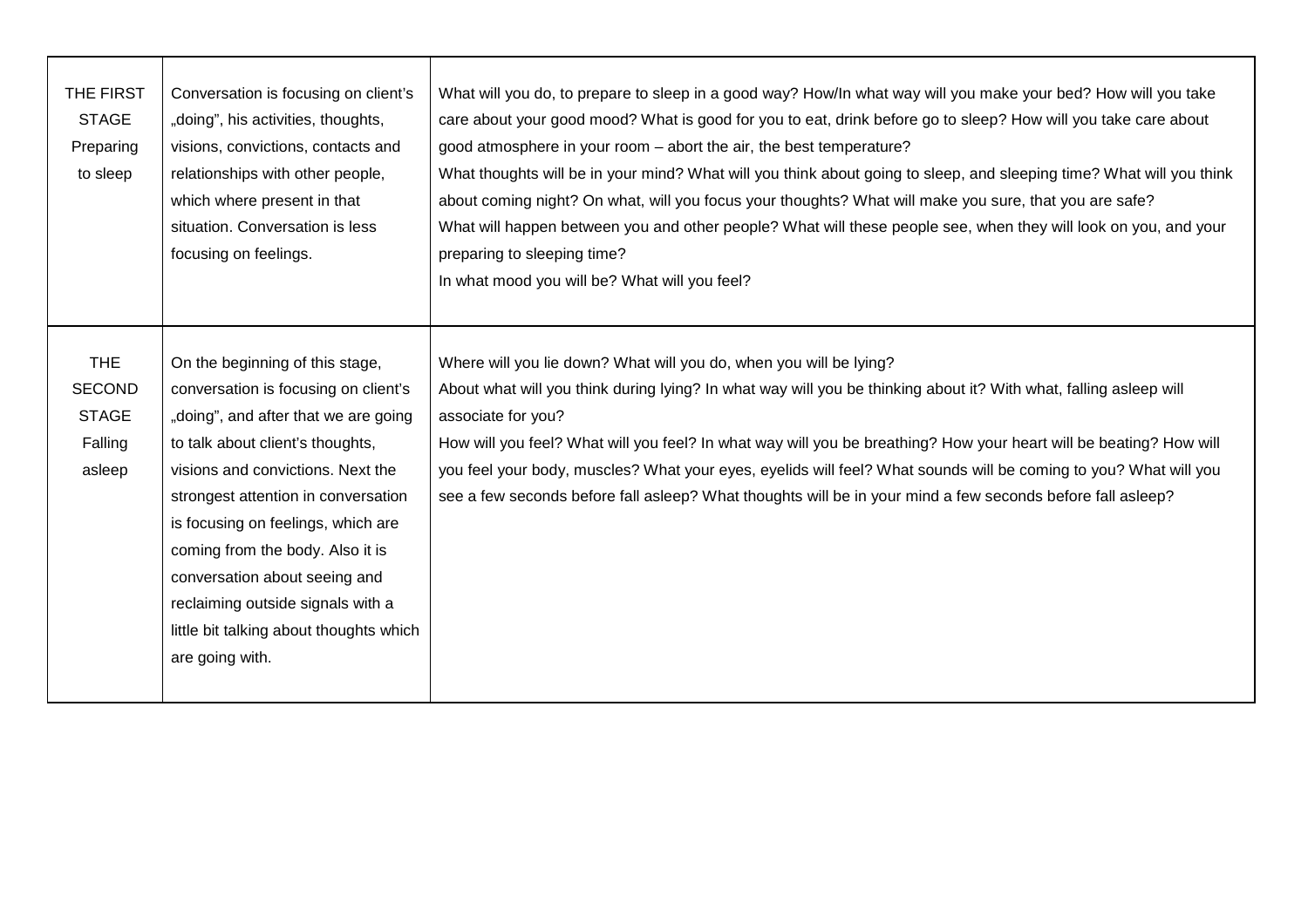| | | |
|---|---|---|
| THE FIRST STAGE Preparing to sleep | Conversation is focusing on client's „doing", his activities, thoughts, visions, convictions, contacts and relationships with other people, which where present in that situation. Conversation is less focusing on feelings. | What will you do, to prepare to sleep in a good way? How/In what way will you make your bed? How will you take care about your good mood? What is good for you to eat, drink before go to sleep? How will you take care about good atmosphere in your room – abort the air, the best temperature?<br>What thoughts will be in your mind? What will you think about going to sleep, and sleeping time? What will you think about coming night? On what, will you focus your thoughts? What will make you sure, that you are safe?<br>What will happen between you and other people? What will these people see, when they will look on you, and your preparing to sleeping time?<br>In what mood you will be? What will you feel? |
| THE SECOND STAGE Falling asleep | On the beginning of this stage, conversation is focusing on client's „doing", and after that we are going to talk about client's thoughts, visions and convictions. Next the strongest attention in conversation is focusing on feelings, which are coming from the body. Also it is conversation about seeing and reclaiming outside signals with a little bit talking about thoughts which are going with. | Where will you lie down? What will you do, when you will be lying?<br>About what will you think during lying? In what way will you be thinking about it? With what, falling asleep will associate for you?<br>How will you feel? What will you feel? In what way will you be breathing? How your heart will be beating? How will you feel your body, muscles? What your eyes, eyelids will feel? What sounds will be coming to you? What will you see a few seconds before fall asleep? What thoughts will be in your mind a few seconds before fall asleep? |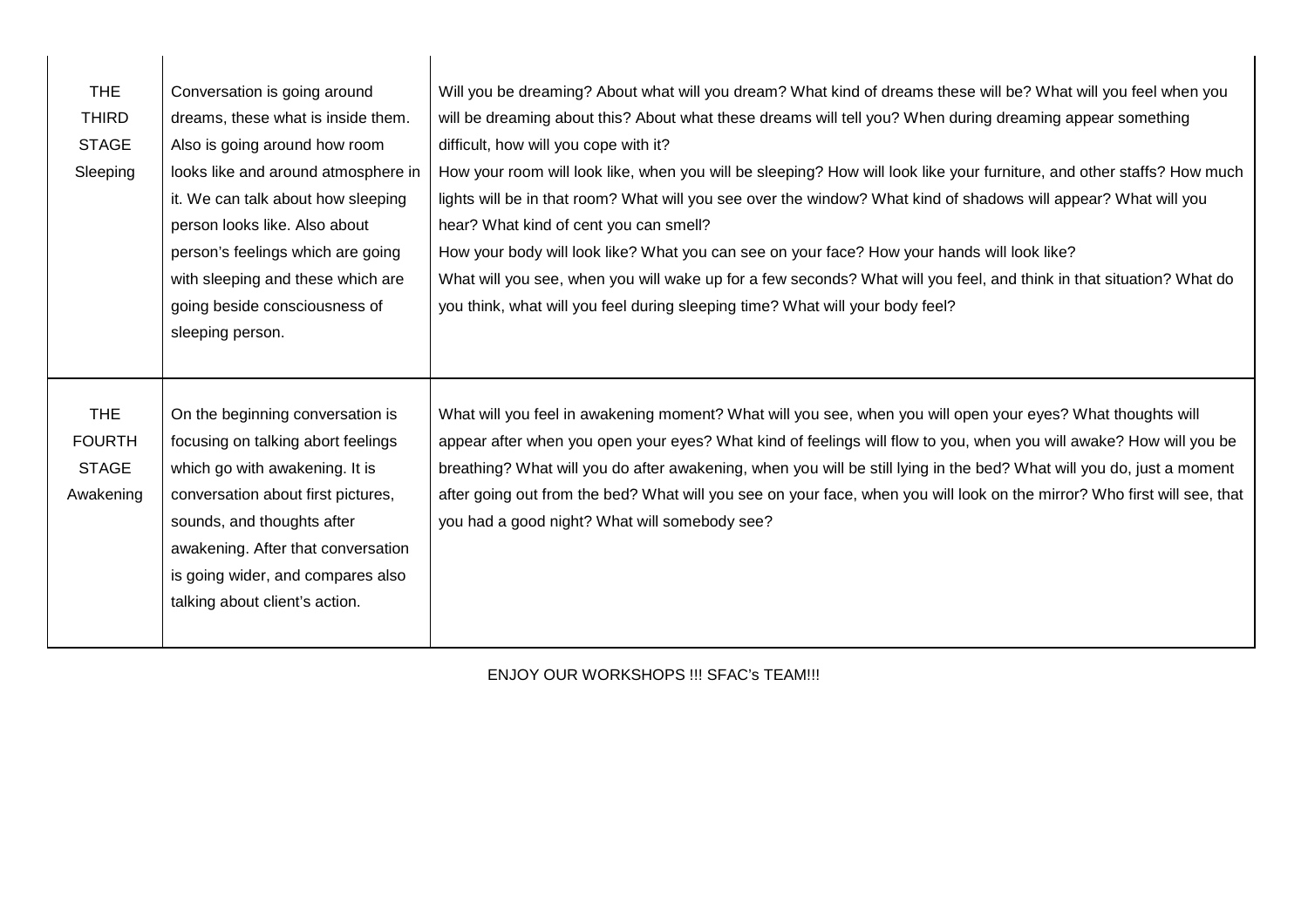| | | |
|---|---|---|
| THE THIRD STAGE Sleeping | Conversation is going around dreams, these what is inside them. Also is going around how room looks like and around atmosphere in it. We can talk about how sleeping person looks like. Also about person's feelings which are going with sleeping and these which are going beside consciousness of sleeping person. | Will you be dreaming? About what will you dream? What kind of dreams these will be? What will you feel when you will be dreaming about this? About what these dreams will tell you? When during dreaming appear something difficult, how will you cope with it?<br>How your room will look like, when you will be sleeping? How will look like your furniture, and other staffs? How much lights will be in that room? What will you see over the window? What kind of shadows will appear? What will you hear? What kind of cent you can smell?<br>How your body will look like? What you can see on your face? How your hands will look like?<br>What will you see, when you will wake up for a few seconds? What will you feel, and think in that situation? What do you think, what will you feel during sleeping time? What will your body feel? |
| THE FOURTH STAGE Awakening | On the beginning conversation is focusing on talking abort feelings which go with awakening. It is conversation about first pictures, sounds, and thoughts after awakening. After that conversation is going wider, and compares also talking about client's action. | What will you feel in awakening moment? What will you see, when you will open your eyes? What thoughts will appear after when you open your eyes? What kind of feelings will flow to you, when you will awake? How will you be breathing? What will you do after awakening, when you will be still lying in the bed? What will you do, just a moment after going out from the bed? What will you see on your face, when you will look on the mirror? Who first will see, that you had a good night? What will somebody see? |

ENJOY OUR WORKSHOPS !!! SFAC's TEAM!!!